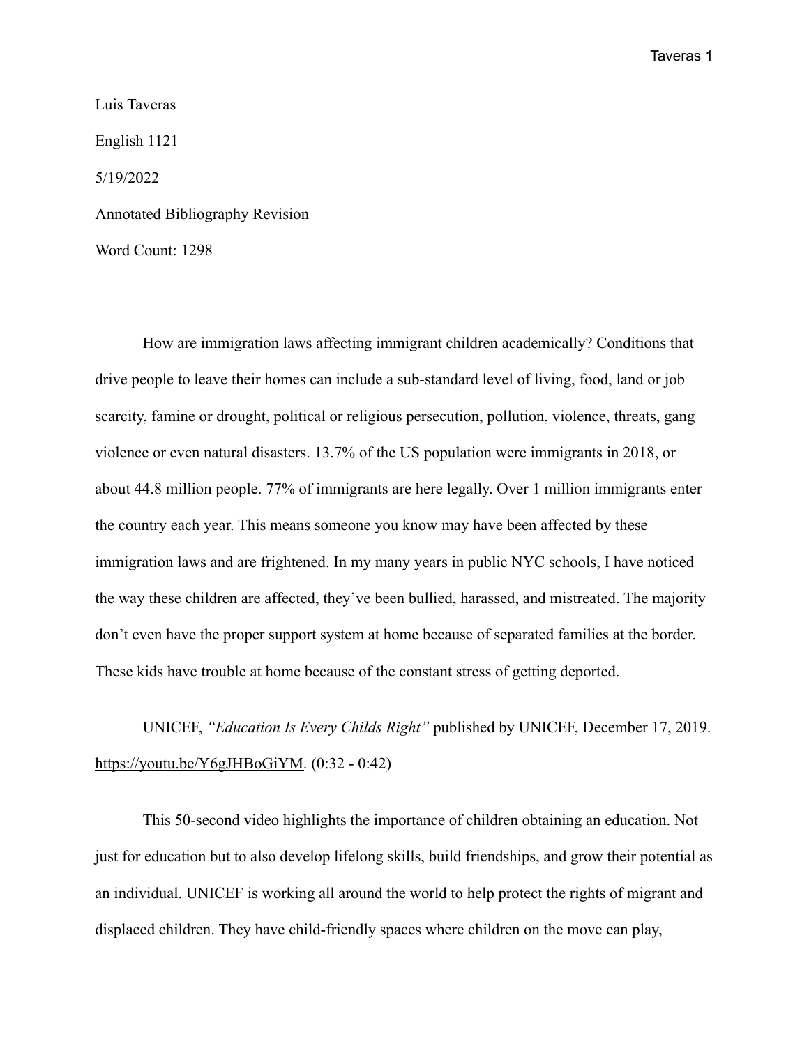Luis Taveras

English 1121

5/19/2022

Annotated Bibliography Revision

Word Count: 1298

How are immigration laws affecting immigrant children academically? Conditions that drive people to leave their homes can include a sub-standard level of living, food, land or job scarcity, famine or drought, political or religious persecution, pollution, violence, threats, gang violence or even natural disasters. 13.7% of the US population were immigrants in 2018, or about 44.8 million people. 77% of immigrants are here legally. Over 1 million immigrants enter the country each year. This means someone you know may have been affected by these immigration laws and are frightened. In my many years in public NYC schools, I have noticed the way these children are affected, they've been bullied, harassed, and mistreated. The majority don't even have the proper support system at home because of separated families at the border. These kids have trouble at home because of the constant stress of getting deported.

UNICEF, *"Education Is Every Childs Right"* published by UNICEF, December 17, 2019. https://youtu.be/Y6gJHBoGiYM. (0:32 - 0:42)

This 50-second video highlights the importance of children obtaining an education. Not just for education but to also develop lifelong skills, build friendships, and grow their potential as an individual. UNICEF is working all around the world to help protect the rights of migrant and displaced children. They have child-friendly spaces where children on the move can play,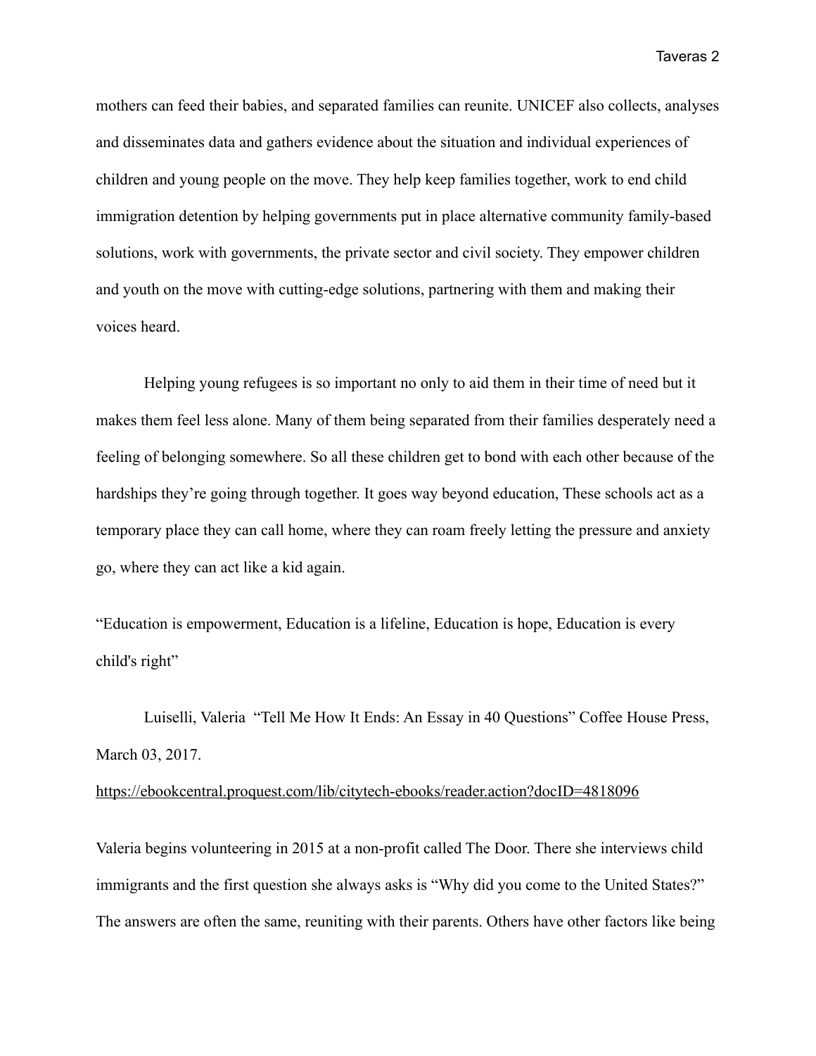mothers can feed their babies, and separated families can reunite. UNICEF also collects, analyses and disseminates data and gathers evidence about the situation and individual experiences of children and young people on the move. They help keep families together, work to end child immigration detention by helping governments put in place alternative community family-based solutions, work with governments, the private sector and civil society. They empower children and youth on the move with cutting-edge solutions, partnering with them and making their voices heard.

Helping young refugees is so important no only to aid them in their time of need but it makes them feel less alone. Many of them being separated from their families desperately need a feeling of belonging somewhere. So all these children get to bond with each other because of the hardships they're going through together. It goes way beyond education, These schools act as a temporary place they can call home, where they can roam freely letting the pressure and anxiety go, where they can act like a kid again.

"Education is empowerment, Education is a lifeline, Education is hope, Education is every child's right"

Luiselli, Valeria "Tell Me How It Ends: An Essay in 40 Questions" Coffee House Press, March 03, 2017.

https://ebookcentral.proquest.com/lib/citytech-ebooks/reader.action?docID=4818096

Valeria begins volunteering in 2015 at a non-profit called The Door. There she interviews child immigrants and the first question she always asks is "Why did you come to the United States?" The answers are often the same, reuniting with their parents. Others have other factors like being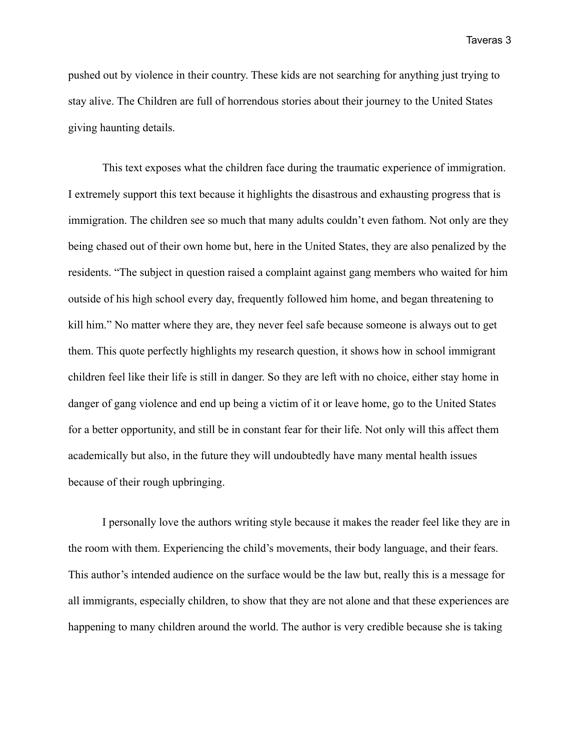pushed out by violence in their country. These kids are not searching for anything just trying to stay alive. The Children are full of horrendous stories about their journey to the United States giving haunting details.

This text exposes what the children face during the traumatic experience of immigration. I extremely support this text because it highlights the disastrous and exhausting progress that is immigration. The children see so much that many adults couldn't even fathom. Not only are they being chased out of their own home but, here in the United States, they are also penalized by the residents. "The subject in question raised a complaint against gang members who waited for him outside of his high school every day, frequently followed him home, and began threatening to kill him." No matter where they are, they never feel safe because someone is always out to get them. This quote perfectly highlights my research question, it shows how in school immigrant children feel like their life is still in danger. So they are left with no choice, either stay home in danger of gang violence and end up being a victim of it or leave home, go to the United States for a better opportunity, and still be in constant fear for their life. Not only will this affect them academically but also, in the future they will undoubtedly have many mental health issues because of their rough upbringing.

I personally love the authors writing style because it makes the reader feel like they are in the room with them. Experiencing the child's movements, their body language, and their fears. This author's intended audience on the surface would be the law but, really this is a message for all immigrants, especially children, to show that they are not alone and that these experiences are happening to many children around the world. The author is very credible because she is taking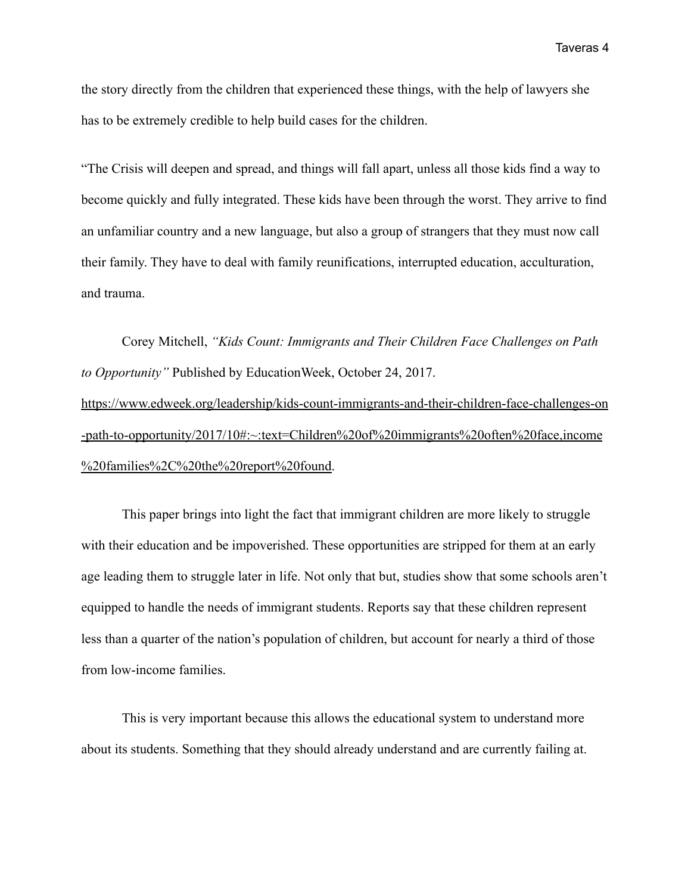the story directly from the children that experienced these things, with the help of lawyers she has to be extremely credible to help build cases for the children.

“The Crisis will deepen and spread, and things will fall apart, unless all those kids find a way to become quickly and fully integrated. These kids have been through the worst. They arrive to find an unfamiliar country and a new language, but also a group of strangers that they must now call their family. They have to deal with family reunifications, interrupted education, acculturation, and trauma.

Corey Mitchell, *“Kids Count: Immigrants and Their Children Face Challenges on Path to Opportunity”* Published by EducationWeek, October 24, 2017. https://www.edweek.org/leadership/kids-count-immigrants-and-their-children-face-challenges-on-path-to-opportunity/2017/10#:~:text=Children%20of%20immigrants%20often%20face,income%20families%2C%20the%20report%20found.

This paper brings into light the fact that immigrant children are more likely to struggle with their education and be impoverished. These opportunities are stripped for them at an early age leading them to struggle later in life. Not only that but, studies show that some schools aren’t equipped to handle the needs of immigrant students. Reports say that these children represent less than a quarter of the nation’s population of children, but account for nearly a third of those from low-income families.

This is very important because this allows the educational system to understand more about its students. Something that they should already understand and are currently failing at.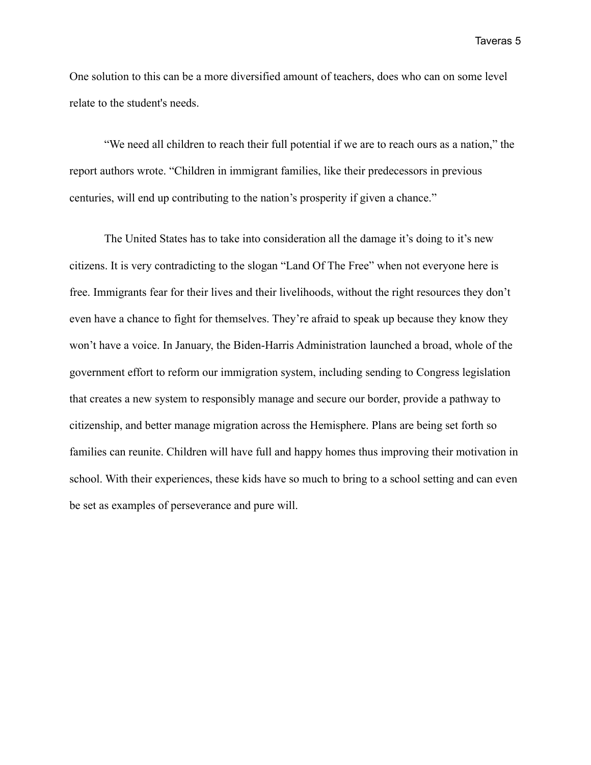One solution to this can be a more diversified amount of teachers, does who can on some level relate to the student's needs.

"We need all children to reach their full potential if we are to reach ours as a nation," the report authors wrote. "Children in immigrant families, like their predecessors in previous centuries, will end up contributing to the nation's prosperity if given a chance."

The United States has to take into consideration all the damage it's doing to it's new citizens. It is very contradicting to the slogan "Land Of The Free" when not everyone here is free. Immigrants fear for their lives and their livelihoods, without the right resources they don't even have a chance to fight for themselves. They're afraid to speak up because they know they won't have a voice. In January, the Biden-Harris Administration launched a broad, whole of the government effort to reform our immigration system, including sending to Congress legislation that creates a new system to responsibly manage and secure our border, provide a pathway to citizenship, and better manage migration across the Hemisphere. Plans are being set forth so families can reunite. Children will have full and happy homes thus improving their motivation in school. With their experiences, these kids have so much to bring to a school setting and can even be set as examples of perseverance and pure will.